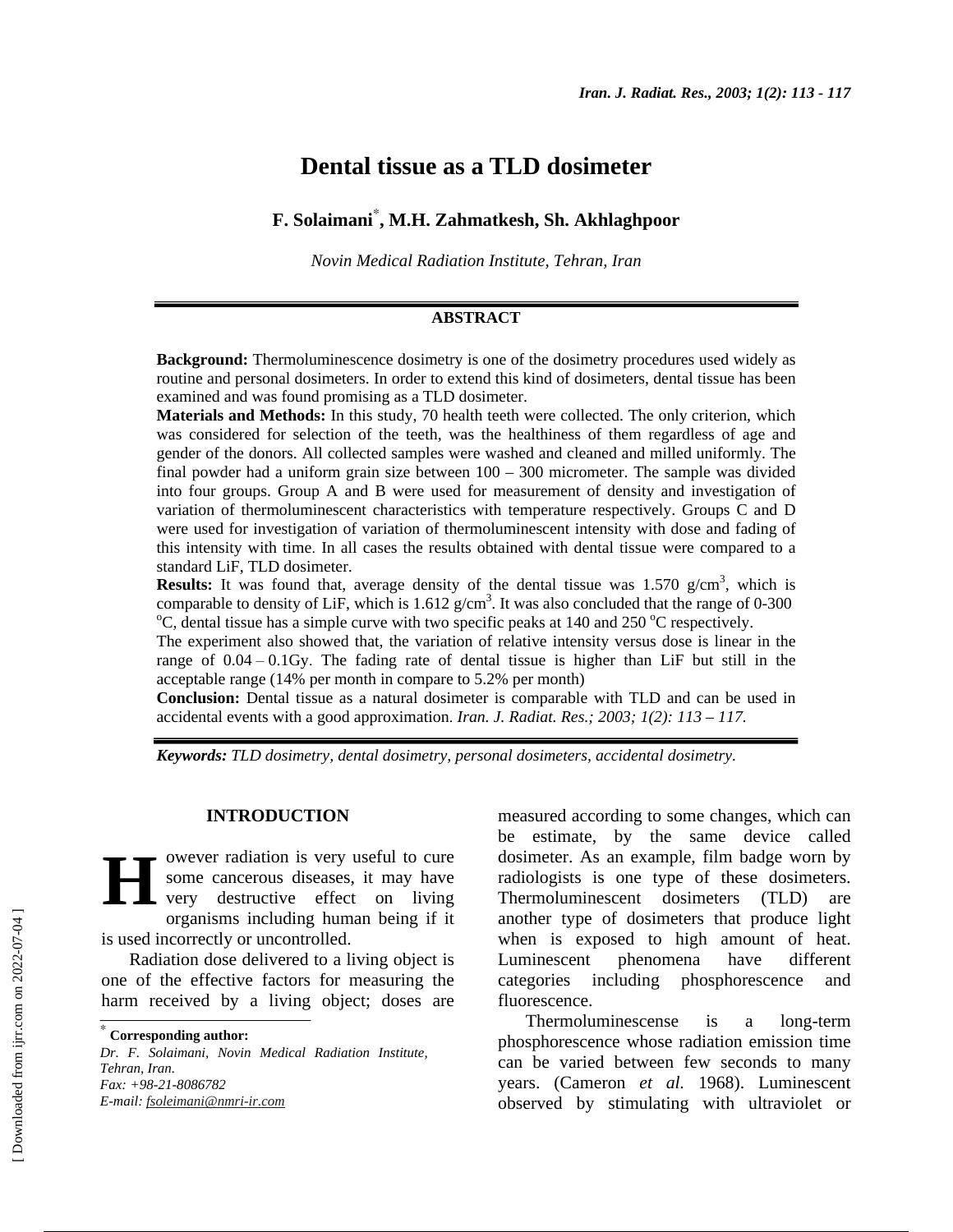# Dental tissue as a TLD dosimeter

**F. Solaimani[*], M.H. Zahmatkesh, Sh. Akhlaghpoor**

*Novin Medical Radiation Institute, Tehran, Iran*

## ABSTRACT

**Background:** Thermoluminescence dosimetry is one of the dosimetry procedures used widely as routine and personal dosimeters. In order to extend this kind of dosimeters, dental tissue has been examined and was found promising as a TLD dosimeter.

**Materials and Methods:** In this study, 70 health teeth were collected. The only criterion, which was considered for selection of the teeth, was the healthiness of them regardless of age and gender of the donors. All collected samples were washed and cleaned and milled uniformly. The final powder had a uniform grain size between 100 – 300 micrometer. The sample was divided into four groups. Group A and B were used for measurement of density and investigation of variation of thermoluminescent characteristics with temperature respectively. Groups C and D were used for investigation of variation of thermoluminescent intensity with dose and fading of this intensity with time. In all cases the results obtained with dental tissue were compared to a standard LiF, TLD dosimeter.

**Results:** It was found that, average density of the dental tissue was 1.570 g/cm$^3$, which is comparable to density of LiF, which is 1.612 g/cm$^3$. It was also concluded that the range of 0-300 $^{o}$C, dental tissue has a simple curve with two specific peaks at 140 and 250 $^{o}$C respectively.

The experiment also showed that, the variation of relative intensity versus dose is linear in the range of 0.04 – 0.1Gy. The fading rate of dental tissue is higher than LiF but still in the acceptable range (14% per month in compare to 5.2% per month)

**Conclusion:** Dental tissue as a natural dosimeter is comparable with TLD and can be used in accidental events with a good approximation. *Iran. J. Radiat. Res.; 2003; 1(2): 113 – 117.*

***Keywords:*** *TLD dosimetry, dental dosimetry, personal dosimeters, accidental dosimetry.*

## INTRODUCTION

However radiation is very useful to cure some cancerous diseases, it may have very destructive effect on living organisms including human being if it is used incorrectly or uncontrolled.

Radiation dose delivered to a living object is one of the effective factors for measuring the harm received by a living object; doses are measured according to some changes, which can be estimate, by the same device called dosimeter. As an example, film badge worn by radiologists is one type of these dosimeters. Thermoluminescent dosimeters (TLD) are another type of dosimeters that produce light when is exposed to high amount of heat. Luminescent phenomena have different categories including phosphorescence and fluorescence.

Thermoluminescense is a long-term phosphorescence whose radiation emission time can be varied between few seconds to many years. (Cameron *et al.* 1968). Luminescent observed by stimulating with ultraviolet or

---

[*] **Corresponding author:**
*Dr. F. Solaimani, Novin Medical Radiation Institute, Tehran, Iran.*
*Fax: +98-21-8086782*
*E-mail: fsoleimani@nmri-ir.com*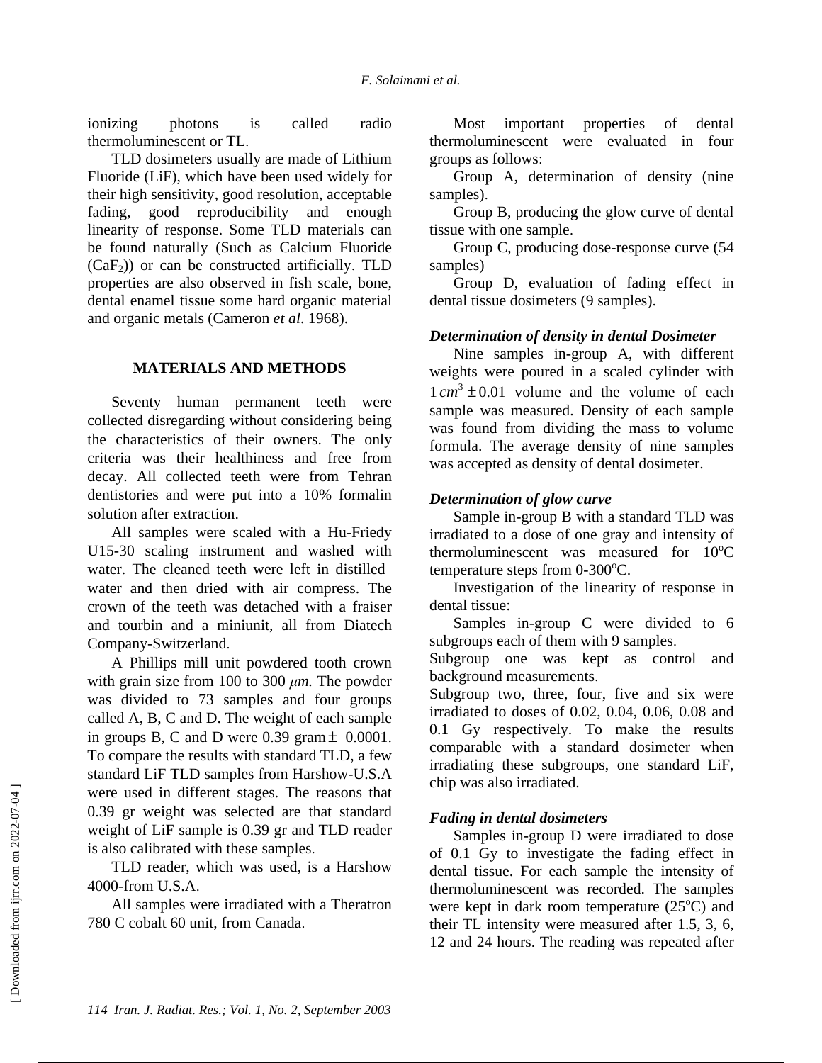ionizing photons is called radio thermoluminescent or TL.

TLD dosimeters usually are made of Lithium Fluoride (LiF), which have been used widely for their high sensitivity, good resolution, acceptable fading, good reproducibility and enough linearity of response. Some TLD materials can be found naturally (Such as Calcium Fluoride ($CaF_2$)) or can be constructed artificially. TLD properties are also observed in fish scale, bone, dental enamel tissue some hard organic material and organic metals (Cameron *et al*. 1968).

## MATERIALS AND METHODS

Seventy human permanent teeth were collected disregarding without considering being the characteristics of their owners. The only criteria was their healthiness and free from decay. All collected teeth were from Tehran dentistories and were put into a 10% formalin solution after extraction.

All samples were scaled with a Hu-Friedy U15-30 scaling instrument and washed with water. The cleaned teeth were left in distilled water and then dried with air compress. The crown of the teeth was detached with a fraiser and tourbin and a miniunit, all from Diatech Company-Switzerland.

A Phillips mill unit powdered tooth crown with grain size from 100 to 300 $\mu m$. The powder was divided to 73 samples and four groups called A, B, C and D. The weight of each sample in groups B, C and D were 0.39 gram $\pm$ 0.0001. To compare the results with standard TLD, a few standard LiF TLD samples from Harshow-U.S.A were used in different stages. The reasons that 0.39 gr weight was selected are that standard weight of LiF sample is 0.39 gr and TLD reader is also calibrated with these samples.

TLD reader, which was used, is a Harshow 4000-from U.S.A.

All samples were irradiated with a Theratron 780 C cobalt 60 unit, from Canada.

Most important properties of dental thermoluminescent were evaluated in four groups as follows:

Group A, determination of density (nine samples).

Group B, producing the glow curve of dental tissue with one sample.

Group C, producing dose-response curve (54 samples)

Group D, evaluation of fading effect in dental tissue dosimeters (9 samples).

### *Determination of density in dental Dosimeter*

Nine samples in-group A, with different weights were poured in a scaled cylinder with $1\,cm^3 \pm 0.01$ volume and the volume of each sample was measured. Density of each sample was found from dividing the mass to volume formula. The average density of nine samples was accepted as density of dental dosimeter.

### *Determination of glow curve*

Sample in-group B with a standard TLD was irradiated to a dose of one gray and intensity of thermoluminescent was measured for $10^oC$ temperature steps from 0-$300^oC$.

Investigation of the linearity of response in dental tissue:

Samples in-group C were divided to 6 subgroups each of them with 9 samples.

Subgroup one was kept as control and background measurements.

Subgroup two, three, four, five and six were irradiated to doses of 0.02, 0.04, 0.06, 0.08 and 0.1 Gy respectively. To make the results comparable with a standard dosimeter when irradiating these subgroups, one standard LiF, chip was also irradiated.

### *Fading in dental dosimeters*

Samples in-group D were irradiated to dose of 0.1 Gy to investigate the fading effect in dental tissue. For each sample the intensity of thermoluminescent was recorded. The samples were kept in dark room temperature ($25^oC$) and their TL intensity were measured after 1.5, 3, 6, 12 and 24 hours. The reading was repeated after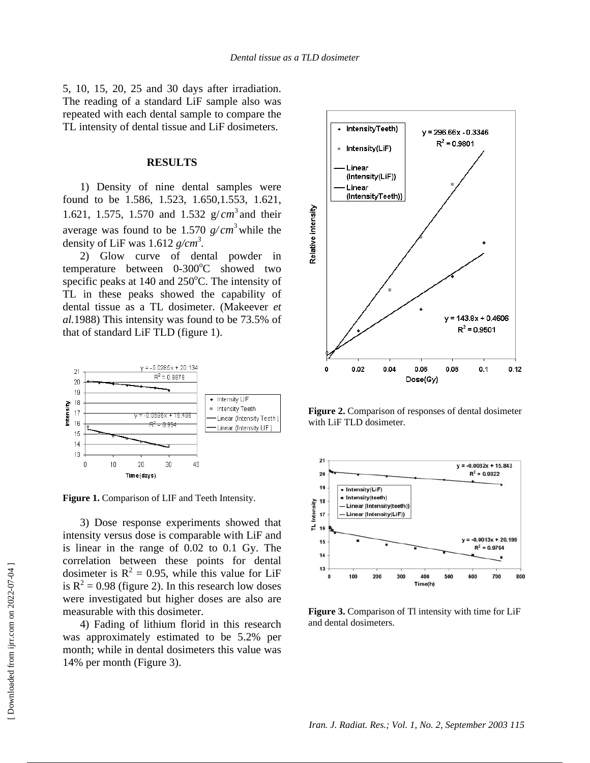5, 10, 15, 20, 25 and 30 days after irradiation. The reading of a standard LiF sample also was repeated with each dental sample to compare the TL intensity of dental tissue and LiF dosimeters.

## RESULTS

1) Density of nine dental samples were found to be 1.586, 1.523, 1.650,1.553, 1.621, 1.621, 1.575, 1.570 and 1.532 $g/cm^3$ and their average was found to be 1.570 $g/cm^3$ while the density of LiF was 1.612 $g/cm^3$.

2) Glow curve of dental powder in temperature between 0-300°C showed two specific peaks at 140 and 250°C. The intensity of TL in these peaks showed the capability of dental tissue as a TL dosimeter. (Makeever *et al.*1988) This intensity was found to be 73.5% of that of standard LiF TLD (figure 1).

**Figure 1.** Comparison of LIF and Teeth Intensity.

3) Dose response experiments showed that intensity versus dose is comparable with LiF and is linear in the range of 0.02 to 0.1 Gy. The correlation between these points for dental dosimeter is $R^2 = 0.95$, while this value for LiF is $R^2 = 0.98$ (figure 2). In this research low doses were investigated but higher doses are also are measurable with this dosimeter.

4) Fading of lithium florid in this research was approximately estimated to be 5.2% per month; while in dental dosimeters this value was 14% per month (Figure 3).

**Figure 2.** Comparison of responses of dental dosimeter with LiF TLD dosimeter.

**Figure 3.** Comparison of Tl intensity with time for LiF and dental dosimeters.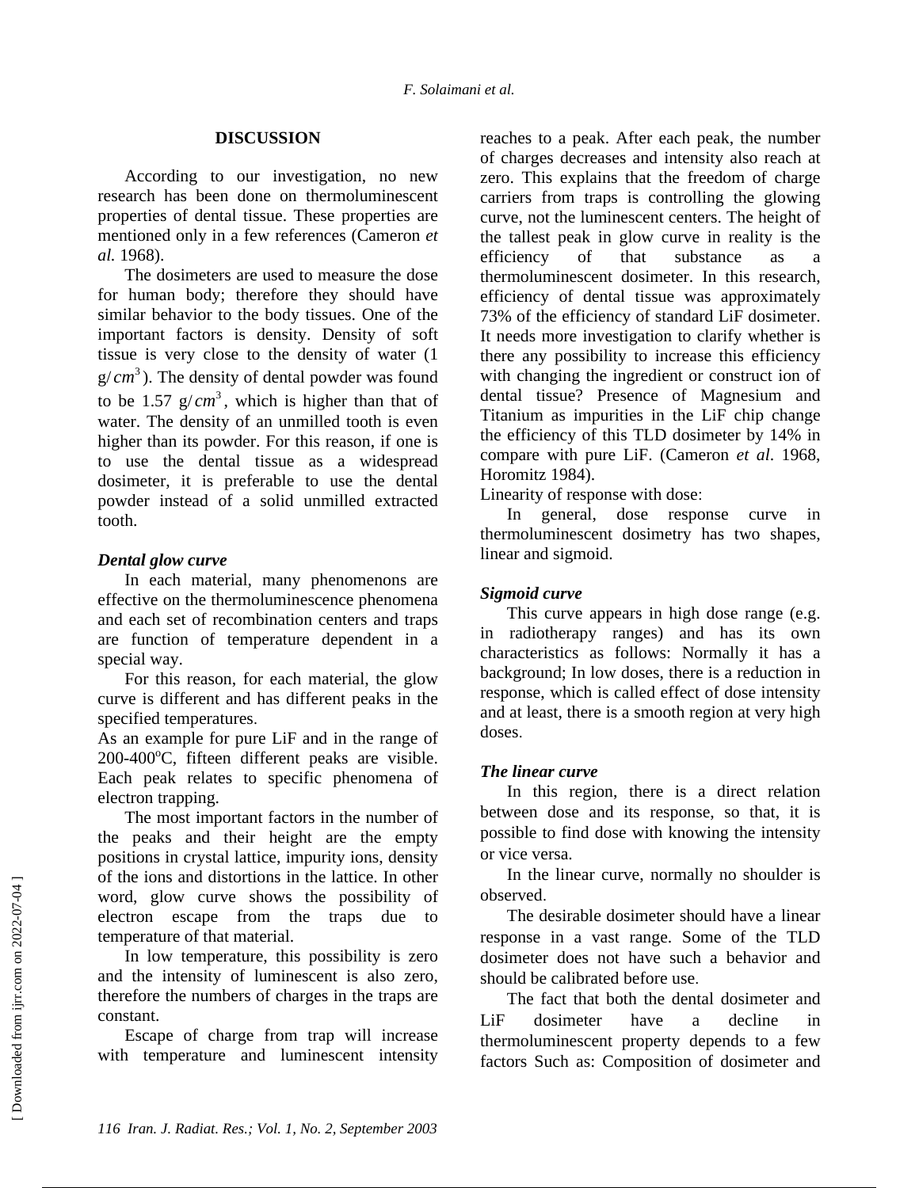## DISCUSSION

According to our investigation, no new research has been done on thermoluminescent properties of dental tissue. These properties are mentioned only in a few references (Cameron *et al.* 1968).

The dosimeters are used to measure the dose for human body; therefore they should have similar behavior to the body tissues. One of the important factors is density. Density of soft tissue is very close to the density of water (1 g/$cm^3$). The density of dental powder was found to be 1.57 g/$cm^3$, which is higher than that of water. The density of an unmilled tooth is even higher than its powder. For this reason, if one is to use the dental tissue as a widespread dosimeter, it is preferable to use the dental powder instead of a solid unmilled extracted tooth.

### *Dental glow curve*

In each material, many phenomenons are effective on the thermoluminescence phenomena and each set of recombination centers and traps are function of temperature dependent in a special way.

For this reason, for each material, the glow curve is different and has different peaks in the specified temperatures.

As an example for pure LiF and in the range of 200-400$^{o}$C, fifteen different peaks are visible. Each peak relates to specific phenomena of electron trapping.

The most important factors in the number of the peaks and their height are the empty positions in crystal lattice, impurity ions, density of the ions and distortions in the lattice. In other word, glow curve shows the possibility of electron escape from the traps due to temperature of that material.

In low temperature, this possibility is zero and the intensity of luminescent is also zero, therefore the numbers of charges in the traps are constant.

Escape of charge from trap will increase with temperature and luminescent intensity reaches to a peak. After each peak, the number of charges decreases and intensity also reach at zero. This explains that the freedom of charge carriers from traps is controlling the glowing curve, not the luminescent centers. The height of the tallest peak in glow curve in reality is the efficiency of that substance as a thermoluminescent dosimeter. In this research, efficiency of dental tissue was approximately 73% of the efficiency of standard LiF dosimeter. It needs more investigation to clarify whether is there any possibility to increase this efficiency with changing the ingredient or construct ion of dental tissue? Presence of Magnesium and Titanium as impurities in the LiF chip change the efficiency of this TLD dosimeter by 14% in compare with pure LiF. (Cameron *et al*. 1968, Horomitz 1984).

Linearity of response with dose:

In general, dose response curve in thermoluminescent dosimetry has two shapes, linear and sigmoid.

### *Sigmoid curve*

This curve appears in high dose range (e.g. in radiotherapy ranges) and has its own characteristics as follows: Normally it has a background; In low doses, there is a reduction in response, which is called effect of dose intensity and at least, there is a smooth region at very high doses.

### *The linear curve*

In this region, there is a direct relation between dose and its response, so that, it is possible to find dose with knowing the intensity or vice versa.

In the linear curve, normally no shoulder is observed.

The desirable dosimeter should have a linear response in a vast range. Some of the TLD dosimeter does not have such a behavior and should be calibrated before use.

The fact that both the dental dosimeter and LiF dosimeter have a decline in thermoluminescent property depends to a few factors Such as: Composition of dosimeter and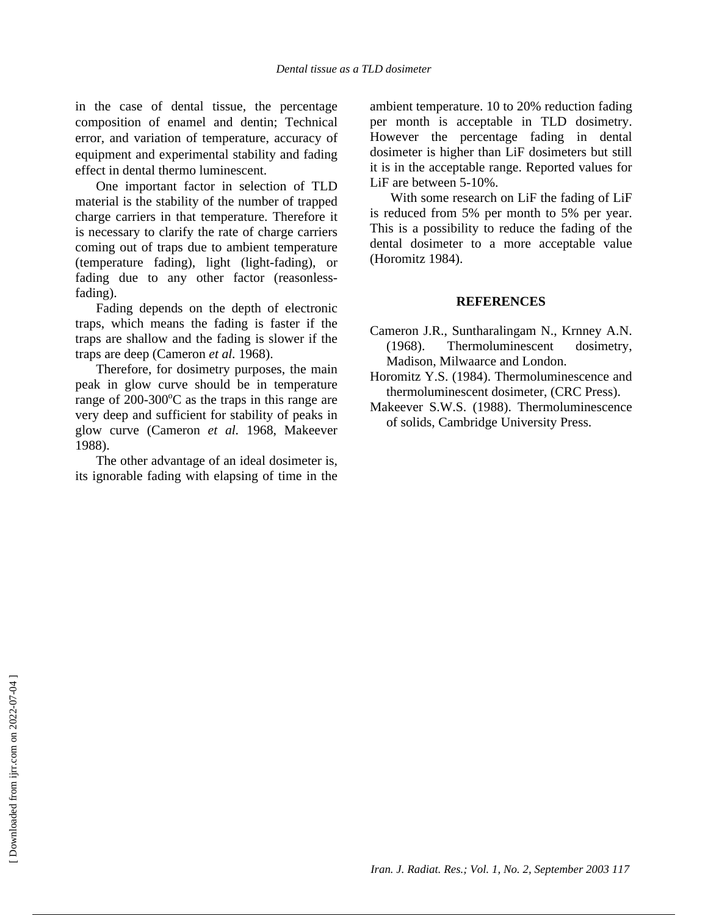in the case of dental tissue, the percentage composition of enamel and dentin; Technical error, and variation of temperature, accuracy of equipment and experimental stability and fading effect in dental thermo luminescent.

One important factor in selection of TLD material is the stability of the number of trapped charge carriers in that temperature. Therefore it is necessary to clarify the rate of charge carriers coming out of traps due to ambient temperature (temperature fading), light (light-fading), or fading due to any other factor (reasonless-fading).

Fading depends on the depth of electronic traps, which means the fading is faster if the traps are shallow and the fading is slower if the traps are deep (Cameron *et al.* 1968).

Therefore, for dosimetry purposes, the main peak in glow curve should be in temperature range of 200-300$^{o}$C as the traps in this range are very deep and sufficient for stability of peaks in glow curve (Cameron *et al.* 1968, Makeever 1988).

The other advantage of an ideal dosimeter is, its ignorable fading with elapsing of time in the ambient temperature. 10 to 20% reduction fading per month is acceptable in TLD dosimetry. However the percentage fading in dental dosimeter is higher than LiF dosimeters but still it is in the acceptable range. Reported values for LiF are between 5-10%.

With some research on LiF the fading of LiF is reduced from 5% per month to 5% per year. This is a possibility to reduce the fading of the dental dosimeter to a more acceptable value (Horomitz 1984).

## REFERENCES

Cameron J.R., Suntharalingam N., Krnney A.N. (1968). Thermoluminescent dosimetry, Madison, Milwaarce and London.

Horomitz Y.S. (1984). Thermoluminescence and thermoluminescent dosimeter, (CRC Press).

Makeever S.W.S. (1988). Thermoluminescence of solids, Cambridge University Press.